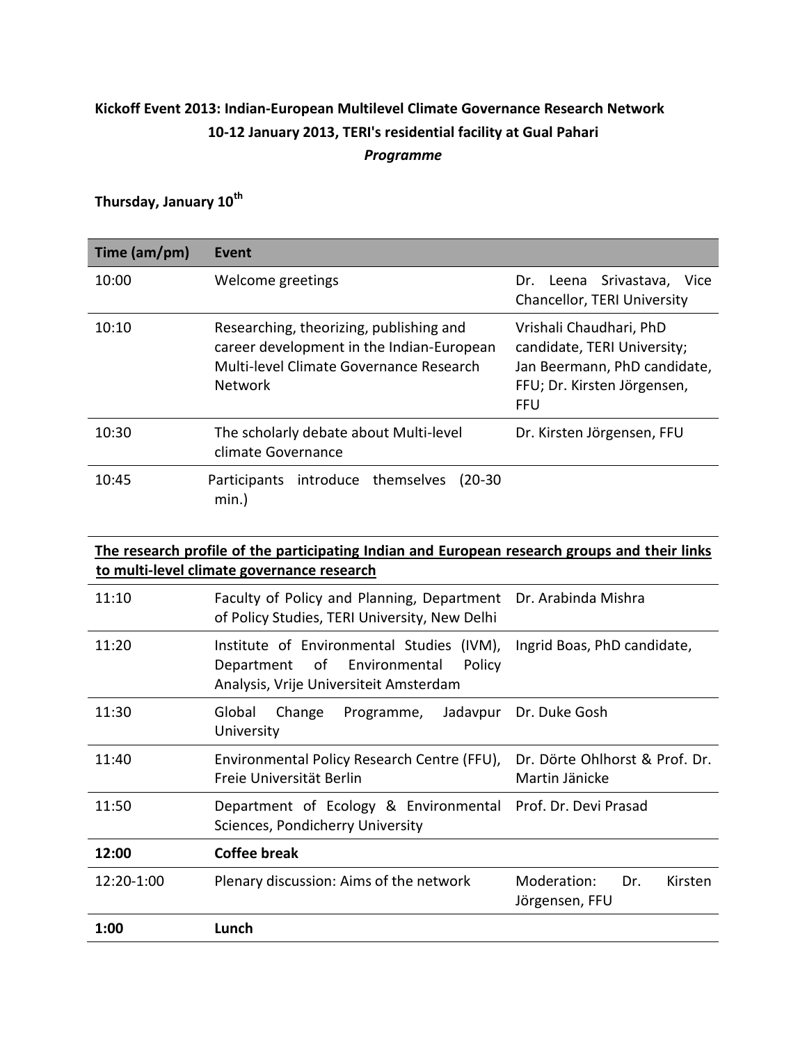**Kickoff Event 2013: Indian-European Multilevel Climate Governance Research Network**
**10-12 January 2013, TERI's residential facility at Gual Pahari**
***Programme***

**Thursday, January 10th**

| Time (am/pm) | Event | |
|---|---|---|
| 10:00 | Welcome greetings | Dr. Leena Srivastava, Vice Chancellor, TERI University |
| 10:10 | Researching, theorizing, publishing and career development in the Indian-European Multi-level Climate Governance Research Network | Vrishali Chaudhari, PhD candidate, TERI University; Jan Beermann, PhD candidate, FFU; Dr. Kirsten Jörgensen, FFU |
| 10:30 | The scholarly debate about Multi-level climate Governance | Dr. Kirsten Jörgensen, FFU |
| 10:45 | Participants introduce themselves (20-30 min.) | |
| **The research profile of the participating Indian and European research groups and their links to multi-level climate governance research** | | |
| 11:10 | Faculty of Policy and Planning, Department of Policy Studies, TERI University, New Delhi | Dr. Arabinda Mishra |
| 11:20 | Institute of Environmental Studies (IVM), Department of Environmental Policy Analysis, Vrije Universiteit Amsterdam | Ingrid Boas, PhD candidate, |
| 11:30 | Global Change Programme, Jadavpur University | Dr. Duke Gosh |
| 11:40 | Environmental Policy Research Centre (FFU), Freie Universität Berlin | Dr. Dörte Ohlhorst & Prof. Dr. Martin Jänicke |
| 11:50 | Department of Ecology & Environmental Sciences, Pondicherry University | Prof. Dr. Devi Prasad |
| **12:00** | **Coffee break** | |
| 12:20-1:00 | Plenary discussion: Aims of the network | Moderation: Dr. Kirsten Jörgensen, FFU |
| **1:00** | **Lunch** | |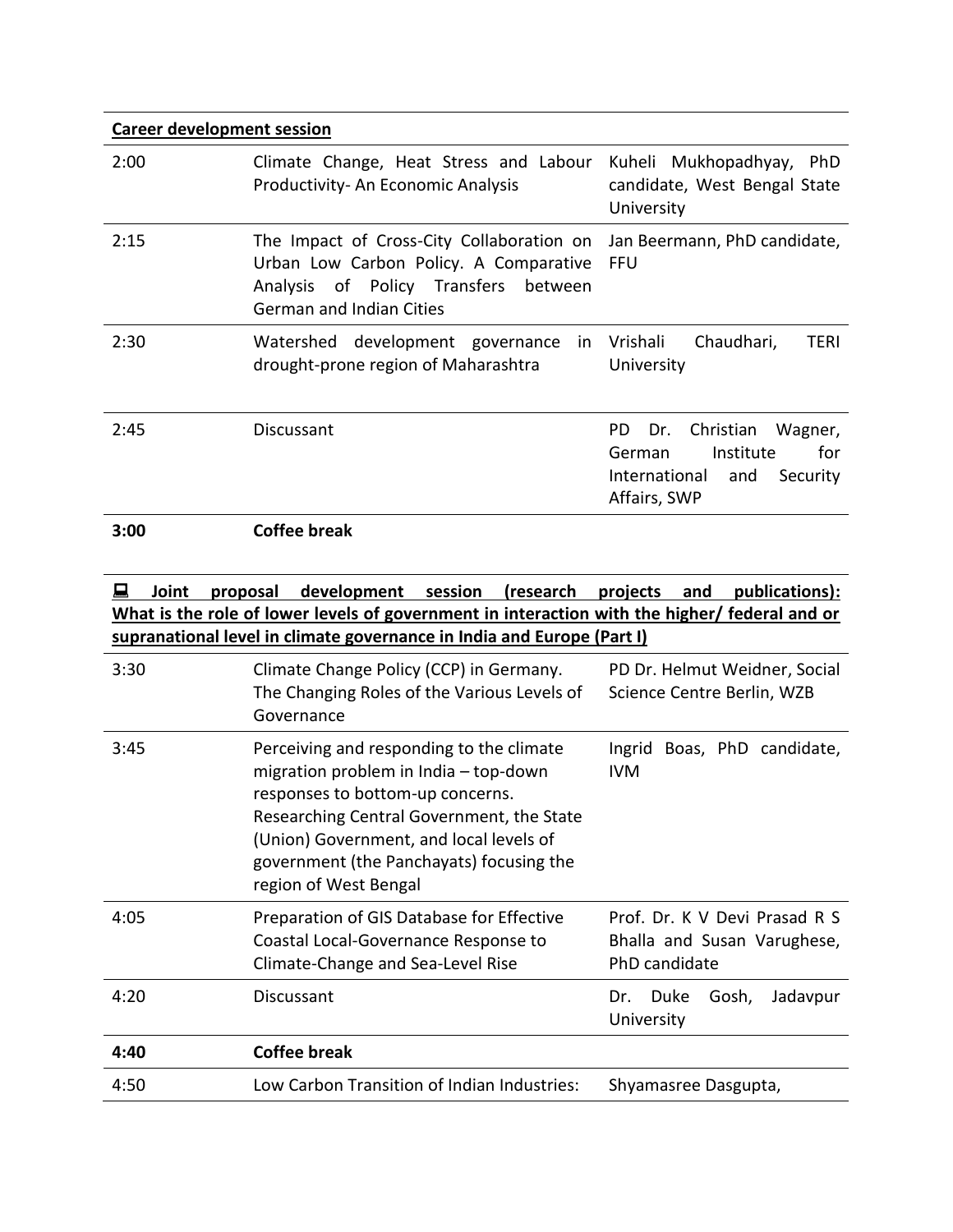**Career development session**

| | | |
|---|---|---|
| 2:00 | Climate Change, Heat Stress and Labour Productivity- An Economic Analysis | Kuheli Mukhopadhyay, PhD candidate, West Bengal State University |
| 2:15 | The Impact of Cross-City Collaboration on Urban Low Carbon Policy. A Comparative Analysis of Policy Transfers between German and Indian Cities | Jan Beermann, PhD candidate, FFU |
| 2:30 | Watershed development governance in drought-prone region of Maharashtra | Vrishali Chaudhari, TERI University |
| 2:45 | Discussant | PD Dr. Christian Wagner, German Institute for International and Security Affairs, SWP |
| **3:00** | **Coffee break** | |

**Joint proposal development session (research projects and publications): What is the role of lower levels of government in interaction with the higher/ federal and or supranational level in climate governance in India and Europe (Part I)**

| | | |
|---|---|---|
| 3:30 | Climate Change Policy (CCP) in Germany. The Changing Roles of the Various Levels of Governance | PD Dr. Helmut Weidner, Social Science Centre Berlin, WZB |
| 3:45 | Perceiving and responding to the climate migration problem in India – top-down responses to bottom-up concerns. Researching Central Government, the State (Union) Government, and local levels of government (the Panchayats) focusing the region of West Bengal | Ingrid Boas, PhD candidate, IVM |
| 4:05 | Preparation of GIS Database for Effective Coastal Local-Governance Response to Climate-Change and Sea-Level Rise | Prof. Dr. K V Devi Prasad R S Bhalla and Susan Varughese, PhD candidate |
| 4:20 | Discussant | Dr. Duke Gosh, Jadavpur University |
| **4:40** | **Coffee break** | |
| 4:50 | Low Carbon Transition of Indian Industries: | Shyamasree Dasgupta, |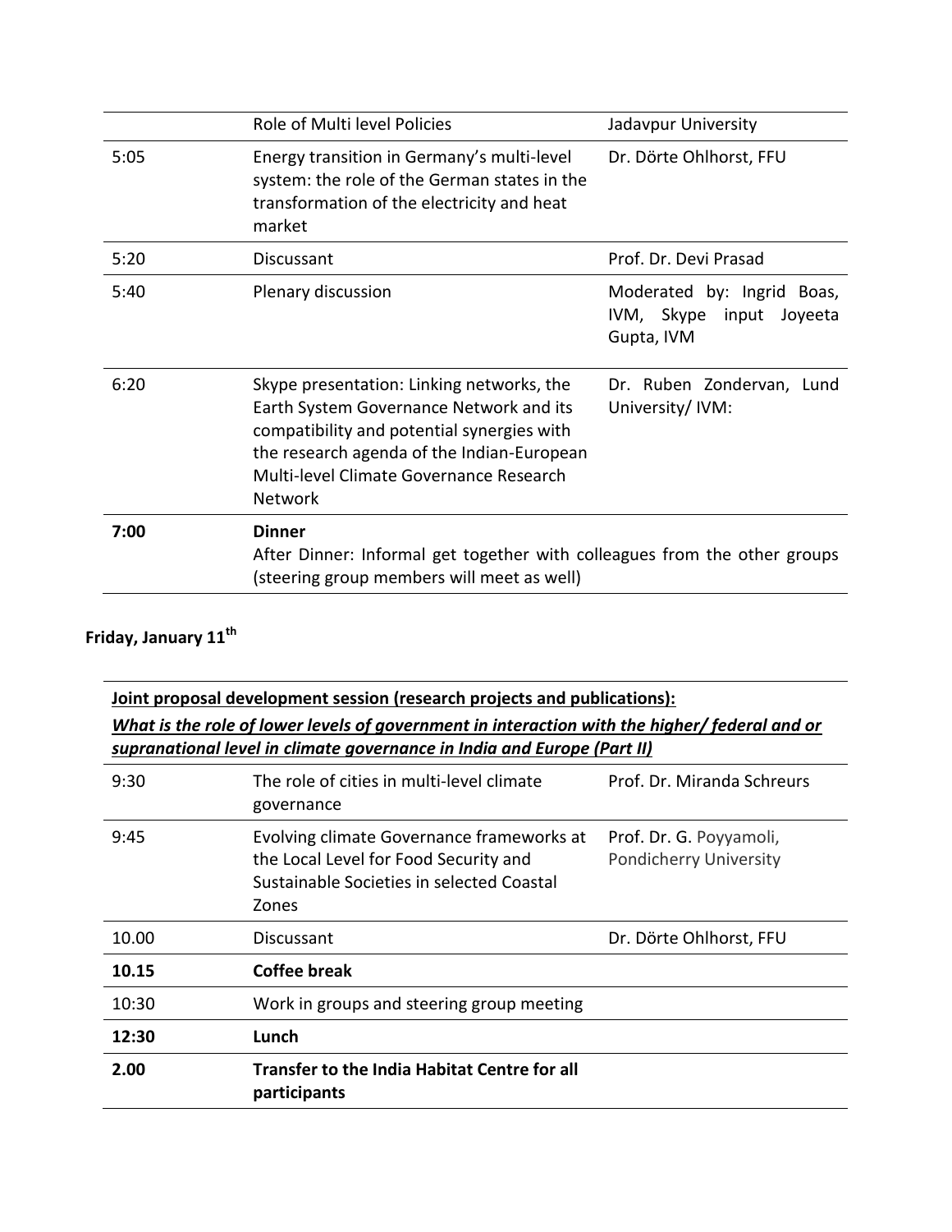|  | Role of Multi level Policies | Jadavpur University |
|---|---|---|
| 5:05 | Energy transition in Germany's multi-level system: the role of the German states in the transformation of the electricity and heat market | Dr. Dörte Ohlhorst, FFU |
| 5:20 | Discussant | Prof. Dr. Devi Prasad |
| 5:40 | Plenary discussion | Moderated by: Ingrid Boas, IVM, Skype input Joyeeta Gupta, IVM |
| 6:20 | Skype presentation: Linking networks, the Earth System Governance Network and its compatibility and potential synergies with the research agenda of the Indian-European Multi-level Climate Governance Research Network | Dr. Ruben Zondervan, Lund University/ IVM: |
| **7:00** | **Dinner**<br>After Dinner: Informal get together with colleagues from the other groups (steering group members will meet as well) |  |

**Friday, January 11th**

| **Joint proposal development session (research projects and publications):**<br>***What is the role of lower levels of government in interaction with the higher/ federal and or supranational level in climate governance in India and Europe (Part II)*** | | |
|---|---|---|
| 9:30 | The role of cities in multi-level climate governance | Prof. Dr. Miranda Schreurs |
| 9:45 | Evolving climate Governance frameworks at the Local Level for Food Security and Sustainable Societies in selected Coastal Zones | Prof. Dr. G. Poyyamoli, Pondicherry University |
| 10.00 | Discussant | Dr. Dörte Ohlhorst, FFU |
| **10.15** | **Coffee break** |  |
| 10:30 | Work in groups and steering group meeting |  |
| **12:30** | **Lunch** |  |
| **2.00** | **Transfer to the India Habitat Centre for all participants** |  |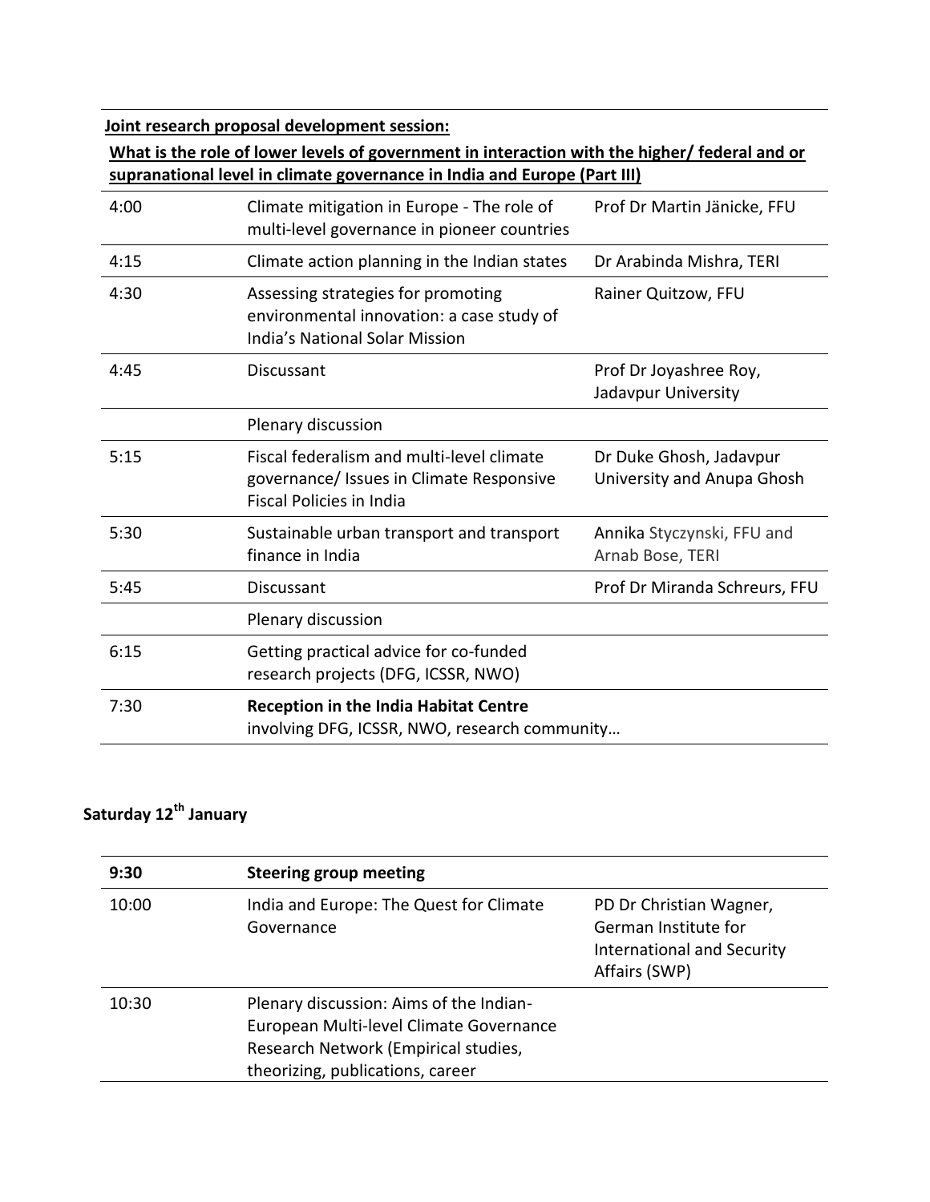| **Joint research proposal development session:** | | |
|---|---|---|
| **What is the role of lower levels of government in interaction with the higher/ federal and or supranational level in climate governance in India and Europe (Part III)** | | |
| 4:00 | Climate mitigation in Europe - The role of multi-level governance in pioneer countries | Prof Dr Martin Jänicke, FFU |
| 4:15 | Climate action planning in the Indian states | Dr Arabinda Mishra, TERI |
| 4:30 | Assessing strategies for promoting environmental innovation: a case study of India's National Solar Mission | Rainer Quitzow, FFU |
| 4:45 | Discussant | Prof Dr Joyashree Roy, Jadavpur University |
| | Plenary discussion | |
| 5:15 | Fiscal federalism and multi-level climate governance/ Issues in Climate Responsive Fiscal Policies in India | Dr Duke Ghosh, Jadavpur University and Anupa Ghosh |
| 5:30 | Sustainable urban transport and transport finance in India | Annika Styczynski, FFU and Arnab Bose, TERI |
| 5:45 | Discussant | Prof Dr Miranda Schreurs, FFU |
| | Plenary discussion | |
| 6:15 | Getting practical advice for co-funded research projects (DFG, ICSSR, NWO) | |
| 7:30 | **Reception in the India Habitat Centre** involving DFG, ICSSR, NWO, research community… | |

## Saturday 12th January

| **9:30** | **Steering group meeting** | |
|---|---|---|
| 10:00 | India and Europe: The Quest for Climate Governance | PD Dr Christian Wagner, German Institute for International and Security Affairs (SWP) |
| 10:30 | Plenary discussion: Aims of the Indian-European Multi-level Climate Governance Research Network (Empirical studies, theorizing, publications, career | |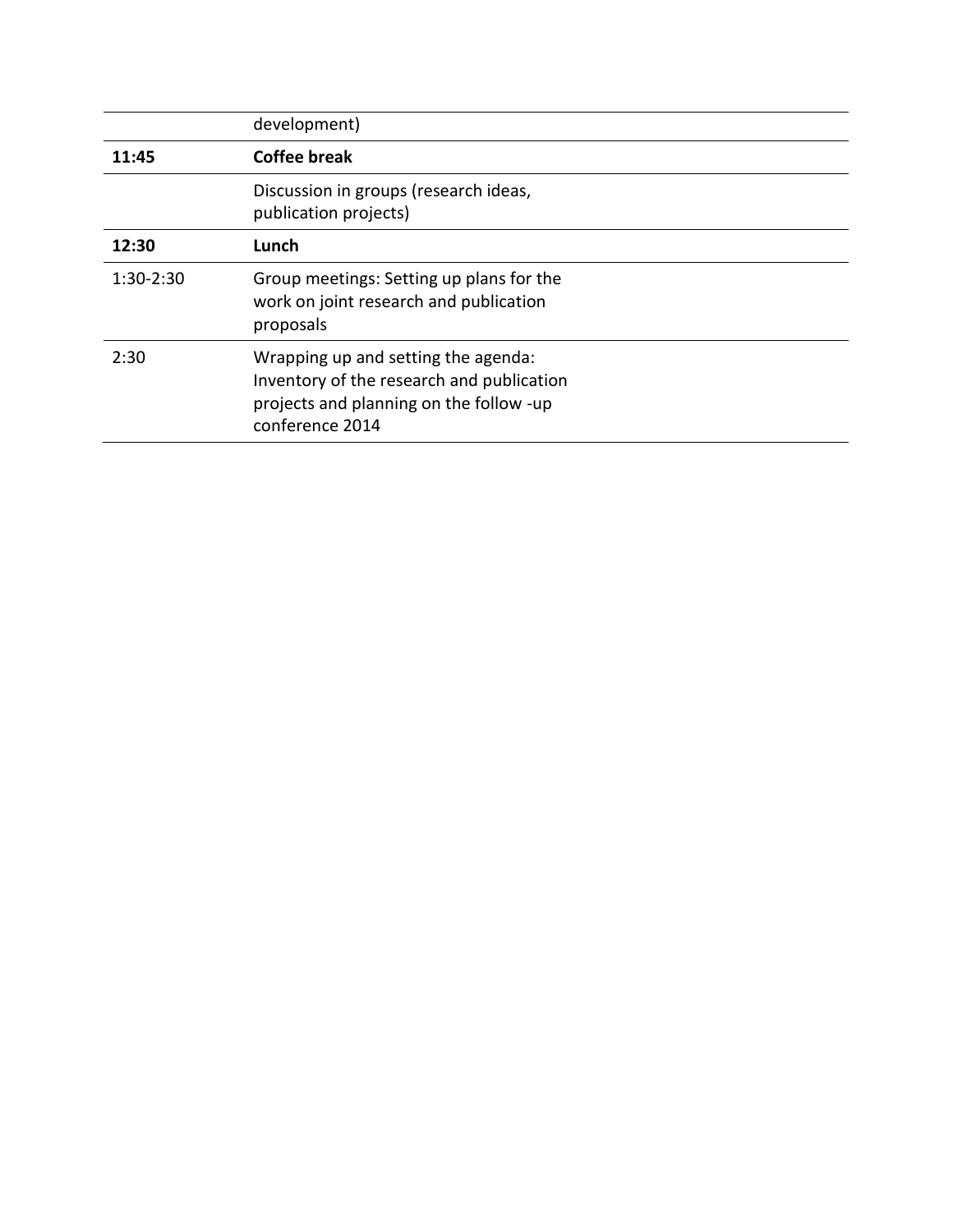| | |
|---|---|
| | development) |
| **11:45** | **Coffee break** |
| | Discussion in groups (research ideas, publication projects) |
| **12:30** | **Lunch** |
| 1:30-2:30 | Group meetings: Setting up plans for the work on joint research and publication proposals |
| 2:30 | Wrapping up and setting the agenda: Inventory of the research and publication projects and planning on the follow -up conference 2014 |